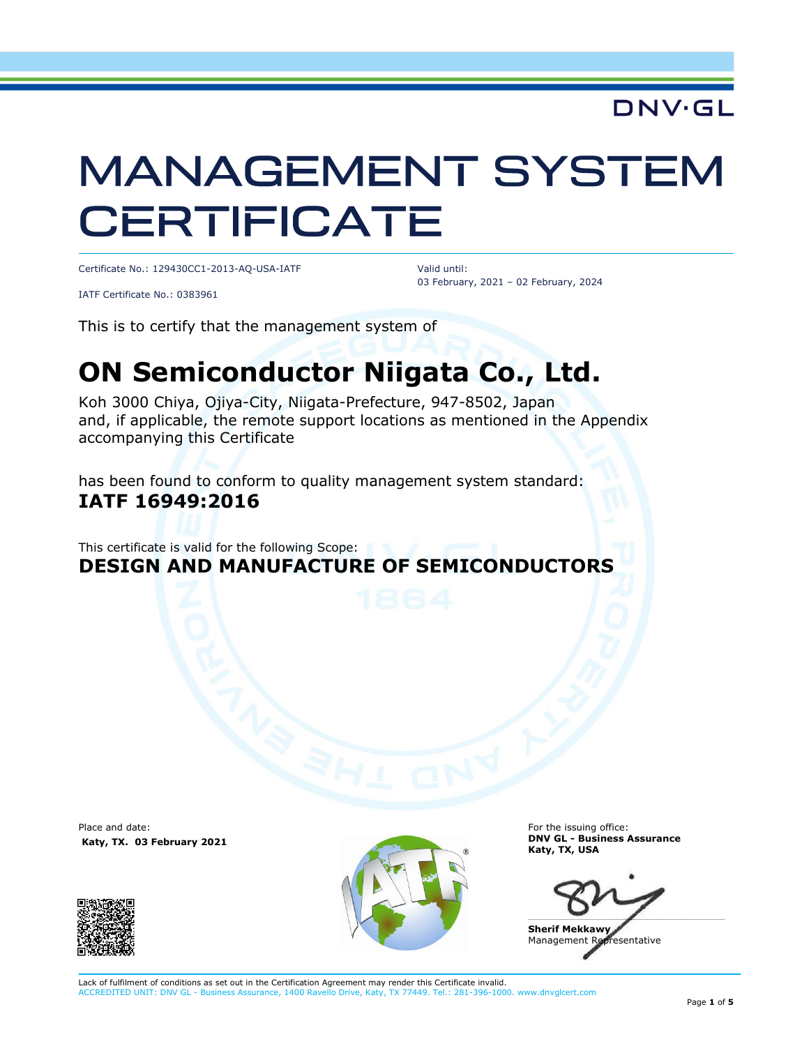DNV·GL

# MANAGEMENT SYSTEM CERTIFICATE

Certificate No.: 129430CC1-2013-AQ-USA-IATF

IATF Certificate No.: 0383961

Valid until:
03 February, 2021 – 02 February, 2024

This is to certify that the management system of

## ON Semiconductor Niigata Co., Ltd.

Koh 3000 Chiya, Ojiya-City, Niigata-Prefecture, 947-8502, Japan
and, if applicable, the remote support locations as mentioned in the Appendix accompanying this Certificate

has been found to conform to quality management system standard:
**IATF 16949:2016**

This certificate is valid for the following Scope:
**DESIGN AND MANUFACTURE OF SEMICONDUCTORS**

Place and date:
**Katy, TX. 03 February 2021**

For the issuing office:
**DNV GL - Business Assurance**
**Katy, TX, USA**

**Sherif Mekkawy**
Management Representative

Lack of fulfilment of conditions as set out in the Certification Agreement may render this Certificate invalid.
ACCREDITED UNIT: DNV GL - Business Assurance, 1400 Ravello Drive, Katy, TX 77449. Tel.: 281-396-1000. www.dnvglcert.com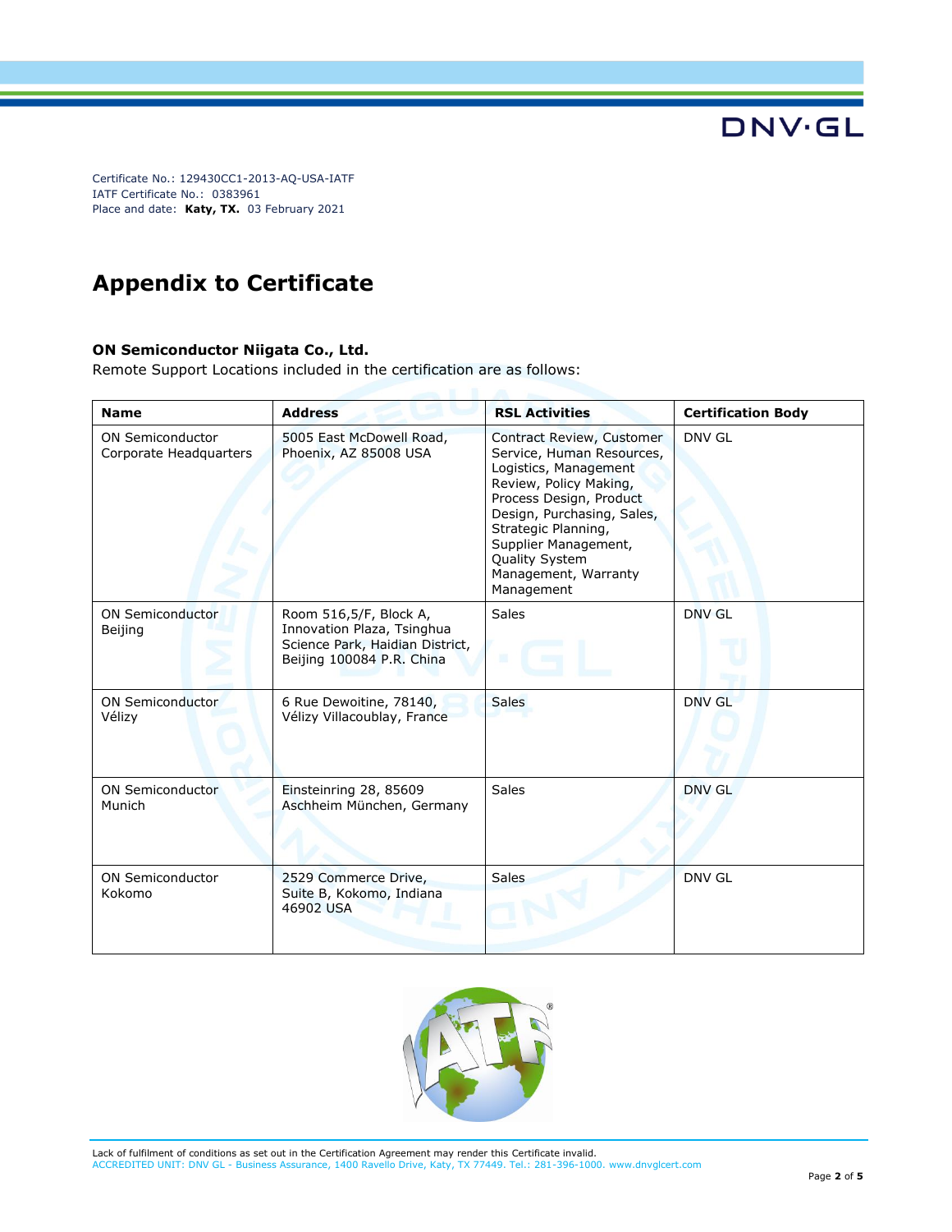Certificate No.: 129430CC1-2013-AQ-USA-IATF
IATF Certificate No.: 0383961
Place and date: **Katy, TX.** 03 February 2021

# Appendix to Certificate

**ON Semiconductor Niigata Co., Ltd.**
Remote Support Locations included in the certification are as follows:

| Name | Address | RSL Activities | Certification Body |
|---|---|---|---|
| ON Semiconductor Corporate Headquarters | 5005 East McDowell Road, Phoenix, AZ 85008 USA | Contract Review, Customer Service, Human Resources, Logistics, Management Review, Policy Making, Process Design, Product Design, Purchasing, Sales, Strategic Planning, Supplier Management, Quality System Management, Warranty Management | DNV GL |
| ON Semiconductor Beijing | Room 516,5/F, Block A, Innovation Plaza, Tsinghua Science Park, Haidian District, Beijing 100084 P.R. China | Sales | DNV GL |
| ON Semiconductor Vélizy | 6 Rue Dewoitine, 78140, Vélizy Villacoublay, France | Sales | DNV GL |
| ON Semiconductor Munich | Einsteinring 28, 85609 Aschheim München, Germany | Sales | DNV GL |
| ON Semiconductor Kokomo | 2529 Commerce Drive, Suite B, Kokomo, Indiana 46902 USA | Sales | DNV GL |

Lack of fulfilment of conditions as set out in the Certification Agreement may render this Certificate invalid.
ACCREDITED UNIT: DNV GL - Business Assurance, 1400 Ravello Drive, Katy, TX 77449. Tel.: 281-396-1000. www.dnvglcert.com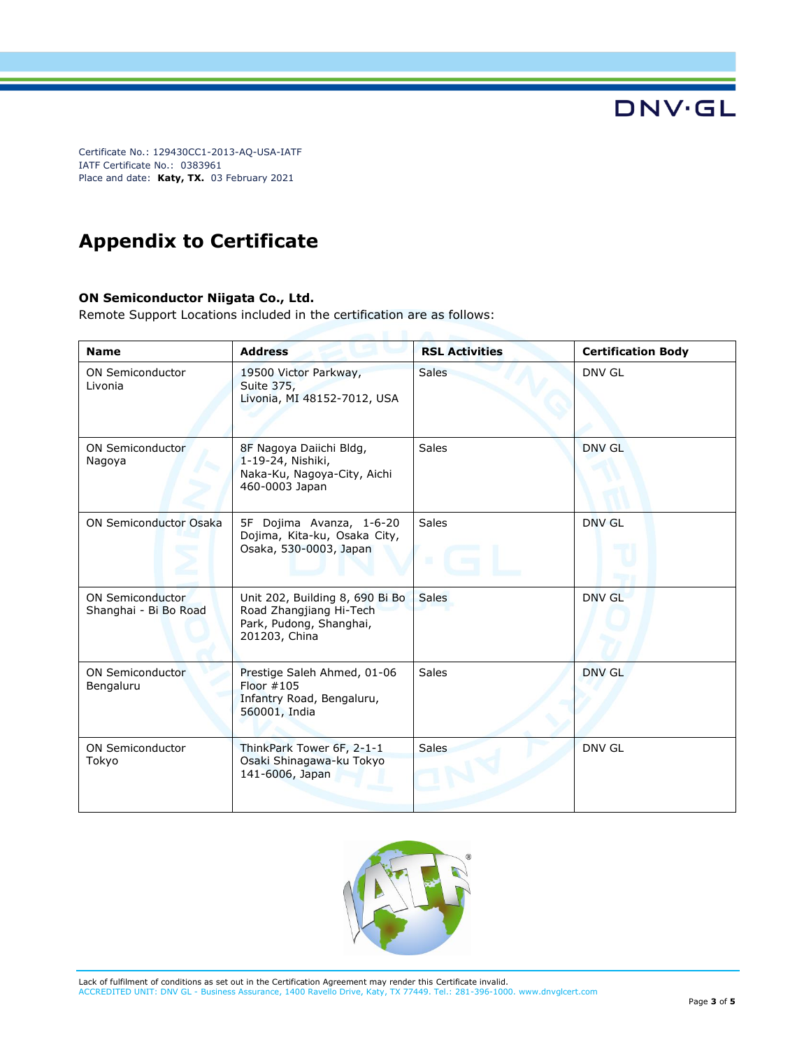Certificate No.: 129430CC1-2013-AQ-USA-IATF
IATF Certificate No.: 0383961
Place and date: **Katy, TX.** 03 February 2021

# Appendix to Certificate

**ON Semiconductor Niigata Co., Ltd.**
Remote Support Locations included in the certification are as follows:

| Name | Address | RSL Activities | Certification Body |
|---|---|---|---|
| ON Semiconductor Livonia | 19500 Victor Parkway, Suite 375, Livonia, MI 48152-7012, USA | Sales | DNV GL |
| ON Semiconductor Nagoya | 8F Nagoya Daiichi Bldg, 1-19-24, Nishiki, Naka-Ku, Nagoya-City, Aichi 460-0003 Japan | Sales | DNV GL |
| ON Semiconductor Osaka | 5F Dojima Avanza, 1-6-20 Dojima, Kita-ku, Osaka City, Osaka, 530-0003, Japan | Sales | DNV GL |
| ON Semiconductor Shanghai - Bi Bo Road | Unit 202, Building 8, 690 Bi Bo Road Zhangjiang Hi-Tech Park, Pudong, Shanghai, 201203, China | Sales | DNV GL |
| ON Semiconductor Bengaluru | Prestige Saleh Ahmed, 01-06 Floor #105 Infantry Road, Bengaluru, 560001, India | Sales | DNV GL |
| ON Semiconductor Tokyo | ThinkPark Tower 6F, 2-1-1 Osaki Shinagawa-ku Tokyo 141-6006, Japan | Sales | DNV GL |

Lack of fulfilment of conditions as set out in the Certification Agreement may render this Certificate invalid.
ACCREDITED UNIT: DNV GL - Business Assurance, 1400 Ravello Drive, Katy, TX 77449. Tel.: 281-396-1000. www.dnvglcert.com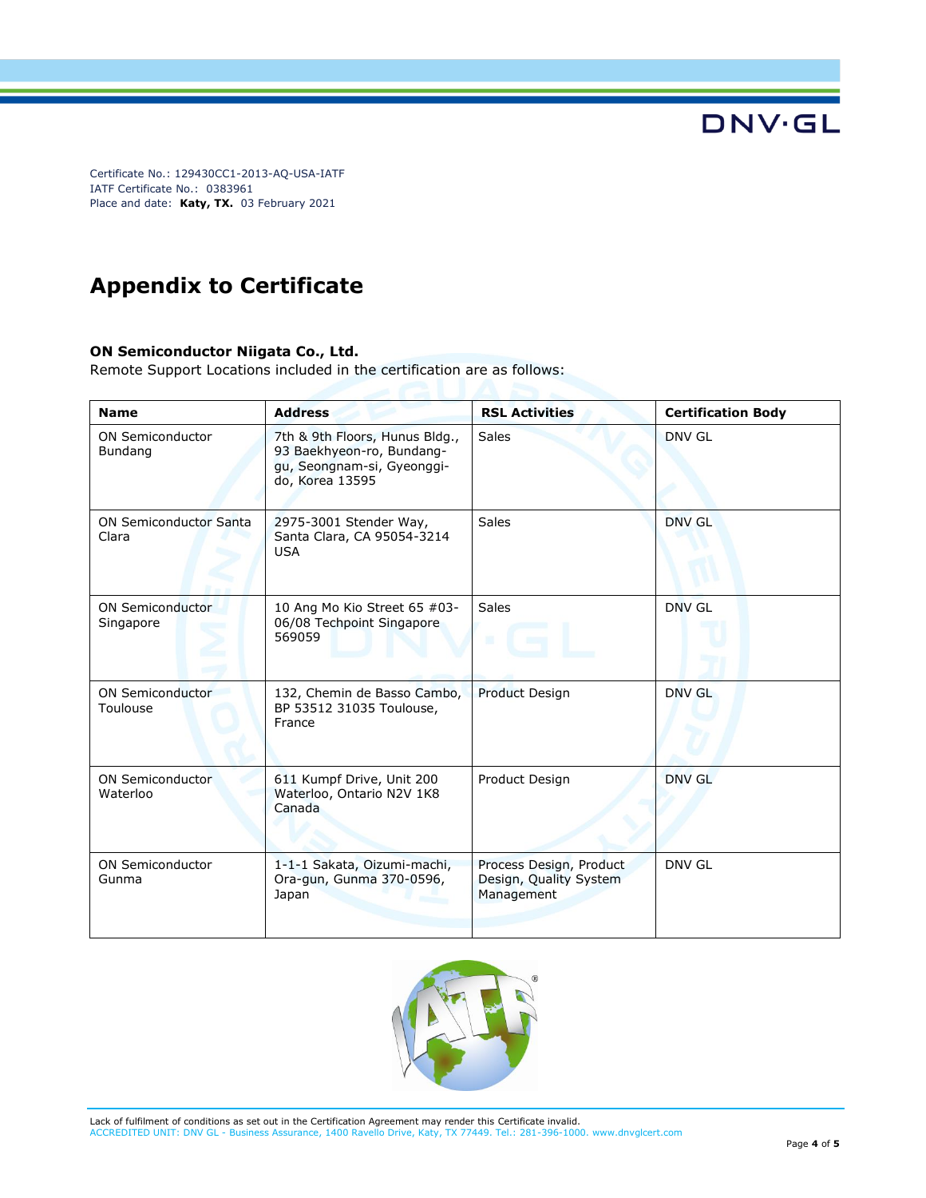Certificate No.: 129430CC1-2013-AQ-USA-IATF
IATF Certificate No.: 0383961
Place and date: **Katy, TX.** 03 February 2021

# Appendix to Certificate

**ON Semiconductor Niigata Co., Ltd.**
Remote Support Locations included in the certification are as follows:

| Name | Address | RSL Activities | Certification Body |
|---|---|---|---|
| ON Semiconductor Bundang | 7th & 9th Floors, Hunus Bldg., 93 Baekhyeon-ro, Bundang-gu, Seongnam-si, Gyeonggi-do, Korea 13595 | Sales | DNV GL |
| ON Semiconductor Santa Clara | 2975-3001 Stender Way, Santa Clara, CA 95054-3214 USA | Sales | DNV GL |
| ON Semiconductor Singapore | 10 Ang Mo Kio Street 65 #03-06/08 Techpoint Singapore 569059 | Sales | DNV GL |
| ON Semiconductor Toulouse | 132, Chemin de Basso Cambo, BP 53512 31035 Toulouse, France | Product Design | DNV GL |
| ON Semiconductor Waterloo | 611 Kumpf Drive, Unit 200 Waterloo, Ontario N2V 1K8 Canada | Product Design | DNV GL |
| ON Semiconductor Gunma | 1-1-1 Sakata, Oizumi-machi, Ora-gun, Gunma 370-0596, Japan | Process Design, Product Design, Quality System Management | DNV GL |

Lack of fulfilment of conditions as set out in the Certification Agreement may render this Certificate invalid.
ACCREDITED UNIT: DNV GL - Business Assurance, 1400 Ravello Drive, Katy, TX 77449. Tel.: 281-396-1000. www.dnvglcert.com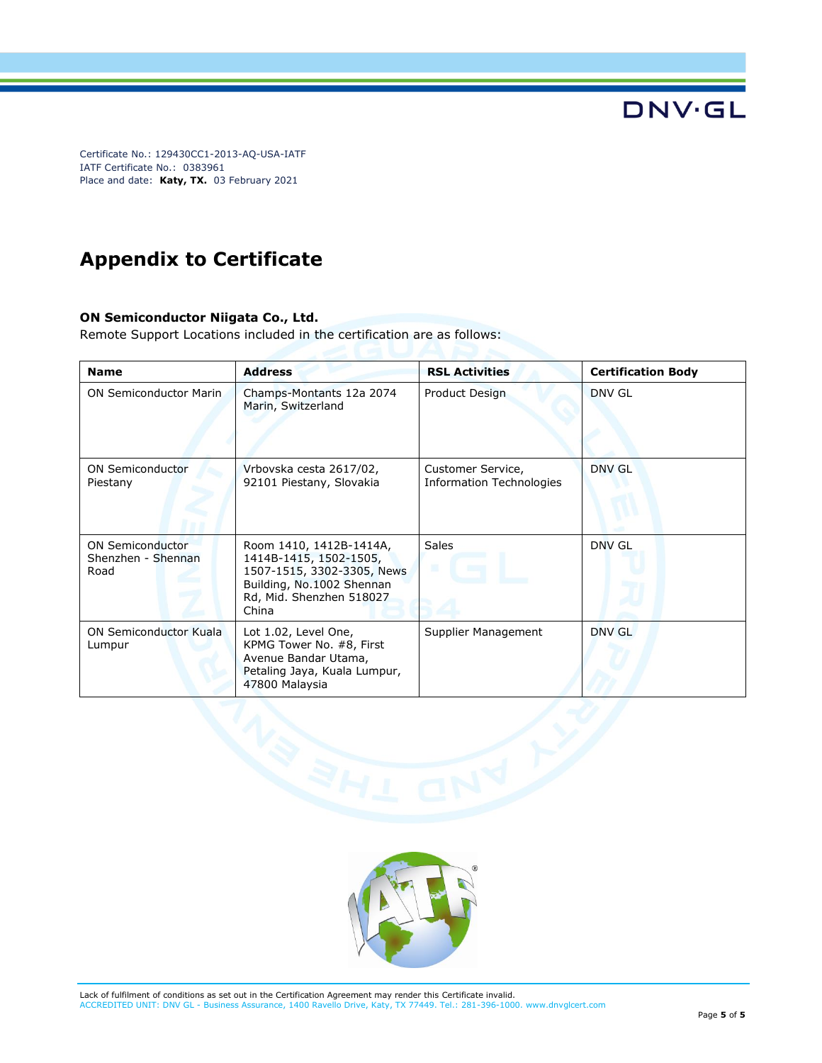Certificate No.: 129430CC1-2013-AQ-USA-IATF
IATF Certificate No.: 0383961
Place and date: **Katy, TX.** 03 February 2021

# Appendix to Certificate

**ON Semiconductor Niigata Co., Ltd.**
Remote Support Locations included in the certification are as follows:

| Name | Address | RSL Activities | Certification Body |
|---|---|---|---|
| ON Semiconductor Marin | Champs-Montants 12a 2074 Marin, Switzerland | Product Design | DNV GL |
| ON Semiconductor Piestany | Vrbovska cesta 2617/02, 92101 Piestany, Slovakia | Customer Service, Information Technologies | DNV GL |
| ON Semiconductor Shenzhen - Shennan Road | Room 1410, 1412B-1414A, 1414B-1415, 1502-1505, 1507-1515, 3302-3305, News Building, No.1002 Shennan Rd, Mid. Shenzhen 518027 China | Sales | DNV GL |
| ON Semiconductor Kuala Lumpur | Lot 1.02, Level One, KPMG Tower No. #8, First Avenue Bandar Utama, Petaling Jaya, Kuala Lumpur, 47800 Malaysia | Supplier Management | DNV GL |

Lack of fulfilment of conditions as set out in the Certification Agreement may render this Certificate invalid.
ACCREDITED UNIT: DNV GL - Business Assurance, 1400 Ravello Drive, Katy, TX 77449. Tel.: 281-396-1000. www.dnvglcert.com